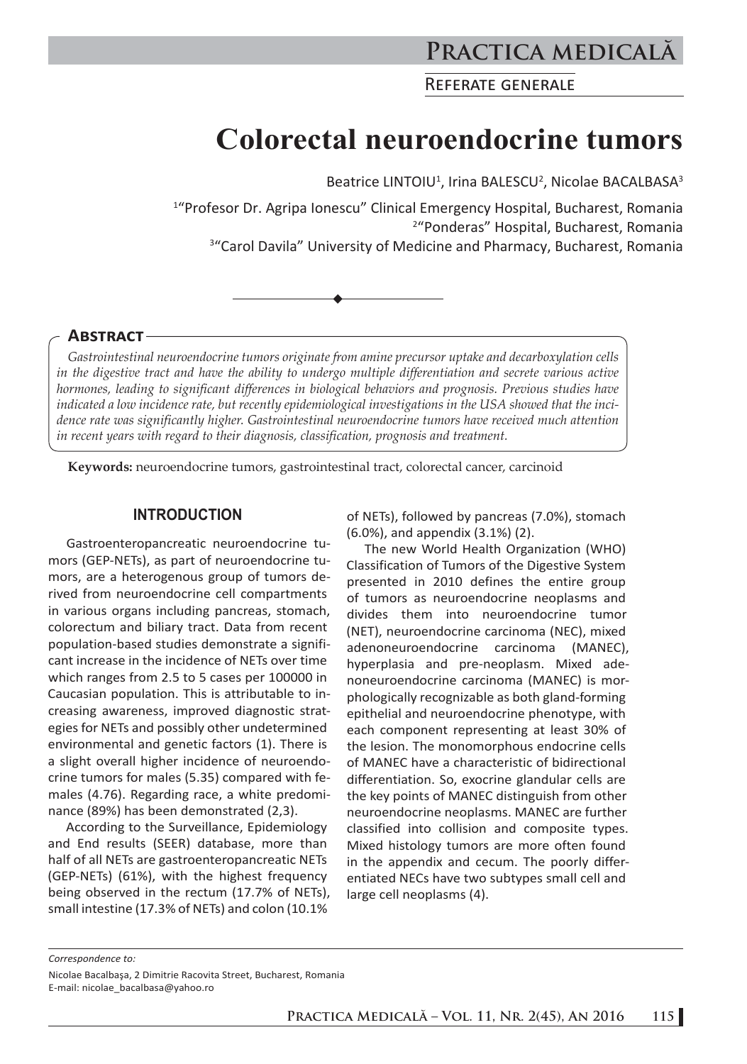# Colorectal neuroendocrine tumors

Beatrice LINTOIU[1], Irina BALESCU[2], Nicolae BACALBASA[3]

[1]"Profesor Dr. Agripa Ionescu" Clinical Emergency Hospital, Bucharest, Romania
[2]"Ponderas" Hospital, Bucharest, Romania
[3]"Carol Davila" University of Medicine and Pharmacy, Bucharest, Romania

## Abstract

*Gastrointestinal neuroendocrine tumors originate from amine precursor uptake and decarboxylation cells in the digestive tract and have the ability to undergo multiple differentiation and secrete various active hormones, leading to significant differences in biological behaviors and prognosis. Previous studies have indicated a low incidence rate, but recently epidemiological investigations in the USA showed that the incidence rate was significantly higher. Gastrointestinal neuroendocrine tumors have received much attention in recent years with regard to their diagnosis, classification, prognosis and treatment.*

**Keywords:** neuroendocrine tumors, gastrointestinal tract, colorectal cancer, carcinoid

## INTRODUCTION

Gastroenteropancreatic neuroendocrine tumors (GEP-NETs), as part of neuroendocrine tumors, are a heterogenous group of tumors derived from neuroendocrine cell compartments in various organs including pancreas, stomach, colorectum and biliary tract. Data from recent population-based studies demonstrate a significant increase in the incidence of NETs over time which ranges from 2.5 to 5 cases per 100000 in Caucasian population. This is attributable to increasing awareness, improved diagnostic strategies for NETs and possibly other undetermined environmental and genetic factors (1). There is a slight overall higher incidence of neuroendocrine tumors for males (5.35) compared with females (4.76). Regarding race, a white predominance (89%) has been demonstrated (2,3).

According to the Surveillance, Epidemiology and End results (SEER) database, more than half of all NETs are gastroenteropancreatic NETs (GEP-NETs) (61%), with the highest frequency being observed in the rectum (17.7% of NETs), small intestine (17.3% of NETs) and colon (10.1% of NETs), followed by pancreas (7.0%), stomach (6.0%), and appendix (3.1%) (2).

The new World Health Organization (WHO) Classification of Tumors of the Digestive System presented in 2010 defines the entire group of tumors as neuroendocrine neoplasms and divides them into neuroendocrine tumor (NET), neuroendocrine carcinoma (NEC), mixed adenoneuroendocrine carcinoma (MANEC), hyperplasia and pre-neoplasm. Mixed adenoneuroendocrine carcinoma (MANEC) is morphologically recognizable as both gland-forming epithelial and neuroendocrine phenotype, with each component representing at least 30% of the lesion. The monomorphous endocrine cells of MANEC have a characteristic of bidirectional differentiation. So, exocrine glandular cells are the key points of MANEC distinguish from other neuroendocrine neoplasms. MANEC are further classified into collision and composite types. Mixed histology tumors are more often found in the appendix and cecum. The poorly differentiated NECs have two subtypes small cell and large cell neoplasms (4).

*Correspondence to:*
Nicolae Bacalbaşa, 2 Dimitrie Racovita Street, Bucharest, Romania
E-mail: nicolae_bacalbasa@yahoo.ro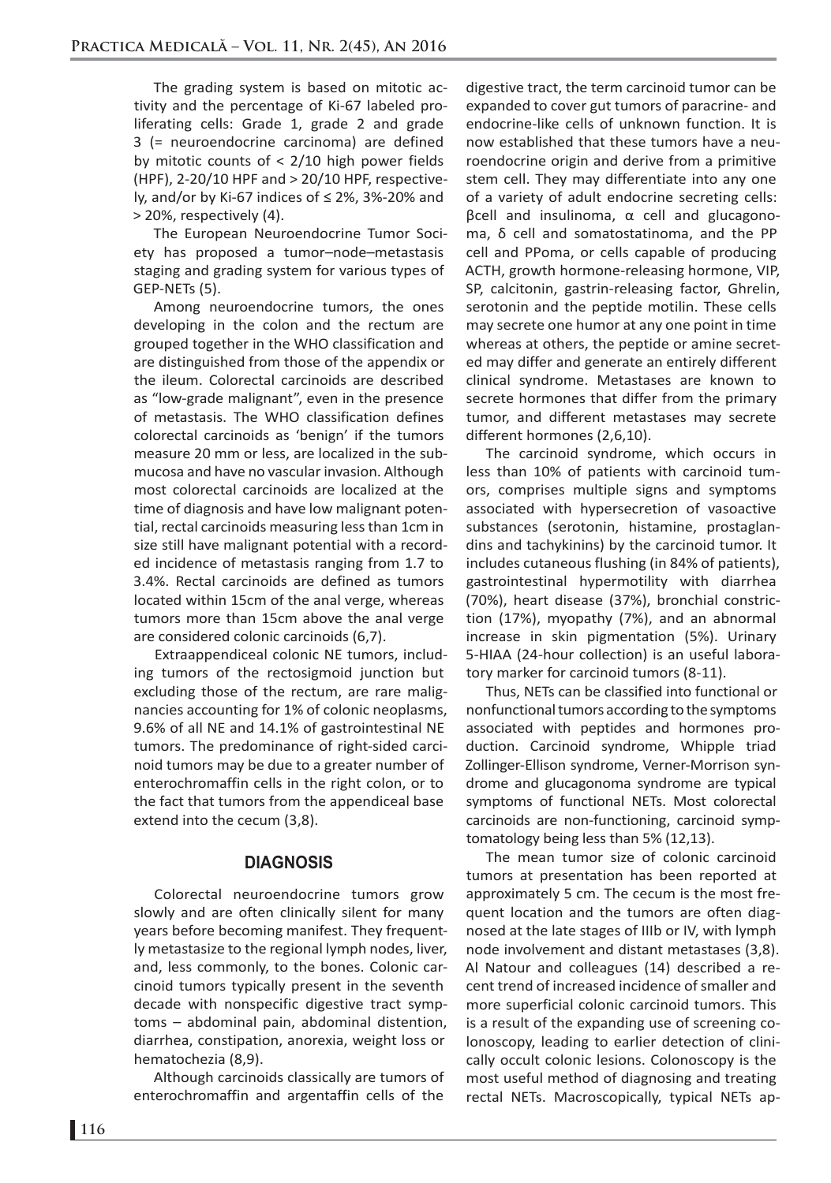The grading system is based on mitotic activity and the percentage of Ki-67 labeled proliferating cells: Grade 1, grade 2 and grade 3 (= neuroendocrine carcinoma) are defined by mitotic counts of < 2/10 high power fields (HPF), 2-20/10 HPF and > 20/10 HPF, respectively, and/or by Ki-67 indices of ≤ 2%, 3%-20% and > 20%, respectively (4).

The European Neuroendocrine Tumor Society has proposed a tumor–node–metastasis staging and grading system for various types of GEP-NETs (5).

Among neuroendocrine tumors, the ones developing in the colon and the rectum are grouped together in the WHO classification and are distinguished from those of the appendix or the ileum. Colorectal carcinoids are described as "low-grade malignant", even in the presence of metastasis. The WHO classification defines colorectal carcinoids as 'benign' if the tumors measure 20 mm or less, are localized in the submucosa and have no vascular invasion. Although most colorectal carcinoids are localized at the time of diagnosis and have low malignant potential, rectal carcinoids measuring less than 1cm in size still have malignant potential with a recorded incidence of metastasis ranging from 1.7 to 3.4%. Rectal carcinoids are defined as tumors located within 15cm of the anal verge, whereas tumors more than 15cm above the anal verge are considered colonic carcinoids (6,7).

Extraappendiceal colonic NE tumors, including tumors of the rectosigmoid junction but excluding those of the rectum, are rare malignancies accounting for 1% of colonic neoplasms, 9.6% of all NE and 14.1% of gastrointestinal NE tumors. The predominance of right-sided carcinoid tumors may be due to a greater number of enterochromaffin cells in the right colon, or to the fact that tumors from the appendiceal base extend into the cecum (3,8).

## DIAGNOSIS

Colorectal neuroendocrine tumors grow slowly and are often clinically silent for many years before becoming manifest. They frequently metastasize to the regional lymph nodes, liver, and, less commonly, to the bones. Colonic carcinoid tumors typically present in the seventh decade with nonspecific digestive tract symptoms – abdominal pain, abdominal distention, diarrhea, constipation, anorexia, weight loss or hematochezia (8,9).

Although carcinoids classically are tumors of enterochromaffin and argentaffin cells of the digestive tract, the term carcinoid tumor can be expanded to cover gut tumors of paracrine- and endocrine-like cells of unknown function. It is now established that these tumors have a neuroendocrine origin and derive from a primitive stem cell. They may differentiate into any one of a variety of adult endocrine secreting cells: βcell and insulinoma, α cell and glucagonoma, δ cell and somatostatinoma, and the PP cell and PPoma, or cells capable of producing ACTH, growth hormone-releasing hormone, VIP, SP, calcitonin, gastrin-releasing factor, Ghrelin, serotonin and the peptide motilin. These cells may secrete one humor at any one point in time whereas at others, the peptide or amine secreted may differ and generate an entirely different clinical syndrome. Metastases are known to secrete hormones that differ from the primary tumor, and different metastases may secrete different hormones (2,6,10).

The carcinoid syndrome, which occurs in less than 10% of patients with carcinoid tumors, comprises multiple signs and symptoms associated with hypersecretion of vasoactive substances (serotonin, histamine, prostaglandins and tachykinins) by the carcinoid tumor. It includes cutaneous flushing (in 84% of patients), gastrointestinal hypermotility with diarrhea (70%), heart disease (37%), bronchial constriction (17%), myopathy (7%), and an abnormal increase in skin pigmentation (5%). Urinary 5-HIAA (24-hour collection) is an useful laboratory marker for carcinoid tumors (8-11).

Thus, NETs can be classified into functional or nonfunctional tumors according to the symptoms associated with peptides and hormones production. Carcinoid syndrome, Whipple triad Zollinger-Ellison syndrome, Verner-Morrison syndrome and glucagonoma syndrome are typical symptoms of functional NETs. Most colorectal carcinoids are non-functioning, carcinoid symptomatology being less than 5% (12,13).

The mean tumor size of colonic carcinoid tumors at presentation has been reported at approximately 5 cm. The cecum is the most frequent location and the tumors are often diagnosed at the late stages of IIIb or IV, with lymph node involvement and distant metastases (3,8). Al Natour and colleagues (14) described a recent trend of increased incidence of smaller and more superficial colonic carcinoid tumors. This is a result of the expanding use of screening colonoscopy, leading to earlier detection of clinically occult colonic lesions. Colonoscopy is the most useful method of diagnosing and treating rectal NETs. Macroscopically, typical NETs ap-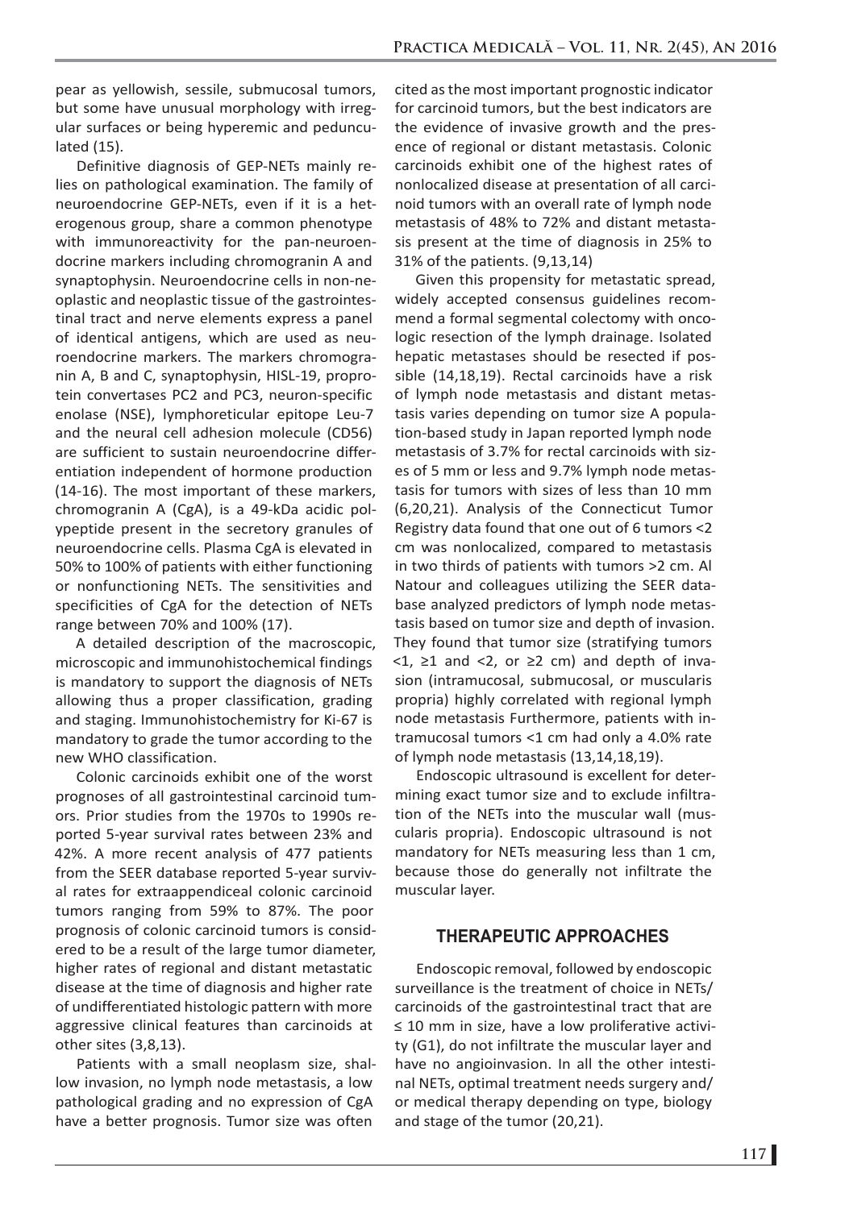pear as yellowish, sessile, submucosal tumors, but some have unusual morphology with irregular surfaces or being hyperemic and pedunculated (15).

Definitive diagnosis of GEP-NETs mainly relies on pathological examination. The family of neuroendocrine GEP-NETs, even if it is a heterogenous group, share a common phenotype with immunoreactivity for the pan-neuroendocrine markers including chromogranin A and synaptophysin. Neuroendocrine cells in non-neoplastic and neoplastic tissue of the gastrointestinal tract and nerve elements express a panel of identical antigens, which are used as neuroendocrine markers. The markers chromogranin A, B and C, synaptophysin, HISL-19, proprotein convertases PC2 and PC3, neuron-specific enolase (NSE), lymphoreticular epitope Leu-7 and the neural cell adhesion molecule (CD56) are sufficient to sustain neuroendocrine differentiation independent of hormone production (14-16). The most important of these markers, chromogranin A (CgA), is a 49-kDa acidic polypeptide present in the secretory granules of neuroendocrine cells. Plasma CgA is elevated in 50% to 100% of patients with either functioning or nonfunctioning NETs. The sensitivities and specificities of CgA for the detection of NETs range between 70% and 100% (17).

A detailed description of the macroscopic, microscopic and immunohistochemical findings is mandatory to support the diagnosis of NETs allowing thus a proper classification, grading and staging. Immunohistochemistry for Ki-67 is mandatory to grade the tumor according to the new WHO classification.

Colonic carcinoids exhibit one of the worst prognoses of all gastrointestinal carcinoid tumors. Prior studies from the 1970s to 1990s reported 5-year survival rates between 23% and 42%. A more recent analysis of 477 patients from the SEER database reported 5-year survival rates for extraappendiceal colonic carcinoid tumors ranging from 59% to 87%. The poor prognosis of colonic carcinoid tumors is considered to be a result of the large tumor diameter, higher rates of regional and distant metastatic disease at the time of diagnosis and higher rate of undifferentiated histologic pattern with more aggressive clinical features than carcinoids at other sites (3,8,13).

Patients with a small neoplasm size, shallow invasion, no lymph node metastasis, a low pathological grading and no expression of CgA have a better prognosis. Tumor size was often cited as the most important prognostic indicator for carcinoid tumors, but the best indicators are the evidence of invasive growth and the presence of regional or distant metastasis. Colonic carcinoids exhibit one of the highest rates of nonlocalized disease at presentation of all carcinoid tumors with an overall rate of lymph node metastasis of 48% to 72% and distant metastasis present at the time of diagnosis in 25% to 31% of the patients. (9,13,14)

Given this propensity for metastatic spread, widely accepted consensus guidelines recommend a formal segmental colectomy with oncologic resection of the lymph drainage. Isolated hepatic metastases should be resected if possible (14,18,19). Rectal carcinoids have a risk of lymph node metastasis and distant metastasis varies depending on tumor size A population-based study in Japan reported lymph node metastasis of 3.7% for rectal carcinoids with sizes of 5 mm or less and 9.7% lymph node metastasis for tumors with sizes of less than 10 mm (6,20,21). Analysis of the Connecticut Tumor Registry data found that one out of 6 tumors <2 cm was nonlocalized, compared to metastasis in two thirds of patients with tumors >2 cm. Al Natour and colleagues utilizing the SEER database analyzed predictors of lymph node metastasis based on tumor size and depth of invasion. They found that tumor size (stratifying tumors <1, ≥1 and <2, or ≥2 cm) and depth of invasion (intramucosal, submucosal, or muscularis propria) highly correlated with regional lymph node metastasis Furthermore, patients with intramucosal tumors <1 cm had only a 4.0% rate of lymph node metastasis (13,14,18,19).

Endoscopic ultrasound is excellent for determining exact tumor size and to exclude infiltration of the NETs into the muscular wall (muscularis propria). Endoscopic ultrasound is not mandatory for NETs measuring less than 1 cm, because those do generally not infiltrate the muscular layer.

## THERAPEUTIC APPROACHES

Endoscopic removal, followed by endoscopic surveillance is the treatment of choice in NETs/carcinoids of the gastrointestinal tract that are ≤ 10 mm in size, have a low proliferative activity (G1), do not infiltrate the muscular layer and have no angioinvasion. In all the other intestinal NETs, optimal treatment needs surgery and/or medical therapy depending on type, biology and stage of the tumor (20,21).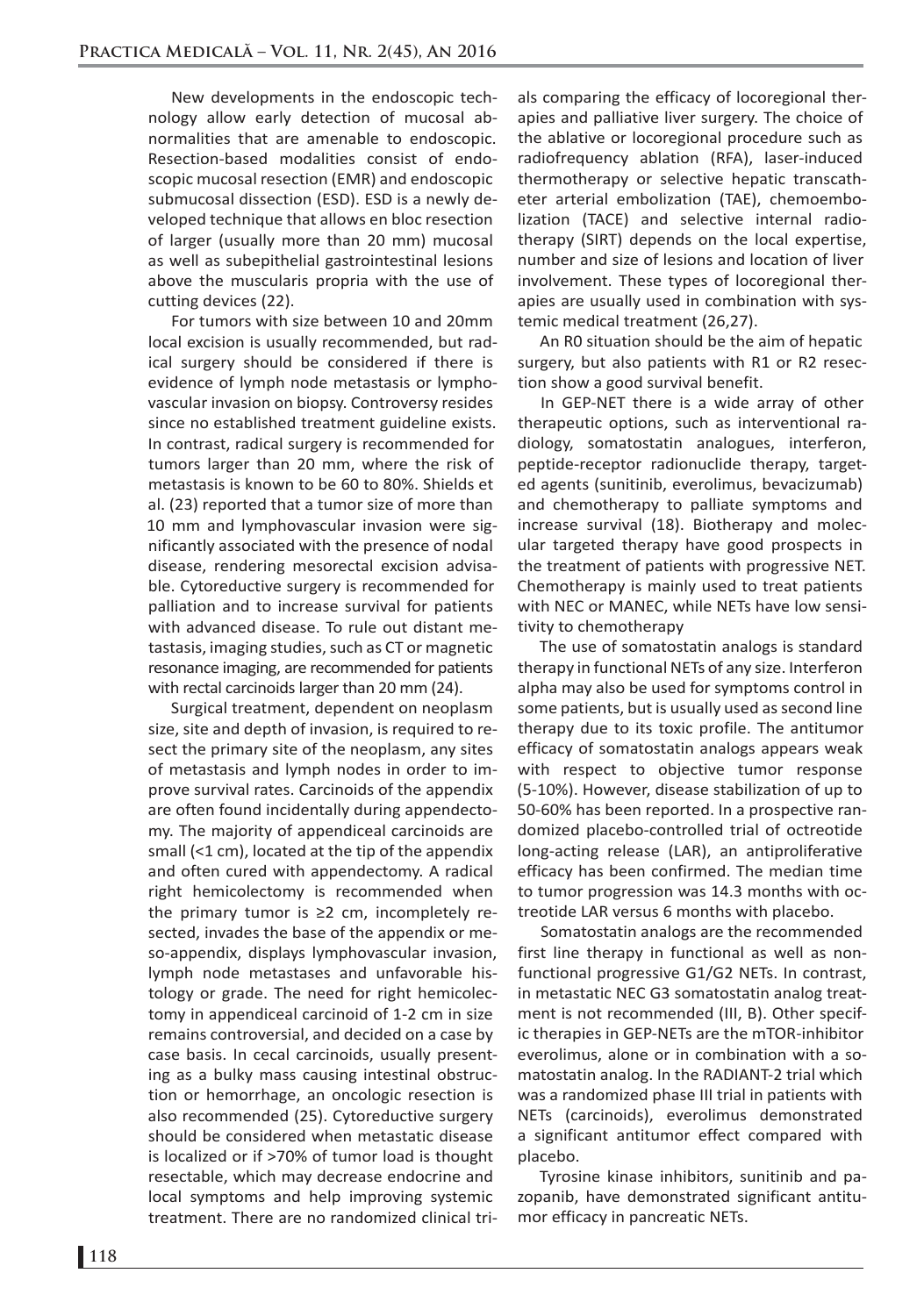New developments in the endoscopic technology allow early detection of mucosal abnormalities that are amenable to endoscopic. Resection-based modalities consist of endoscopic mucosal resection (EMR) and endoscopic submucosal dissection (ESD). ESD is a newly developed technique that allows en bloc resection of larger (usually more than 20 mm) mucosal as well as subepithelial gastrointestinal lesions above the muscularis propria with the use of cutting devices (22).

For tumors with size between 10 and 20mm local excision is usually recommended, but radical surgery should be considered if there is evidence of lymph node metastasis or lymphovascular invasion on biopsy. Controversy resides since no established treatment guideline exists. In contrast, radical surgery is recommended for tumors larger than 20 mm, where the risk of metastasis is known to be 60 to 80%. Shields et al. (23) reported that a tumor size of more than 10 mm and lymphovascular invasion were significantly associated with the presence of nodal disease, rendering mesorectal excision advisable. Cytoreductive surgery is recommended for palliation and to increase survival for patients with advanced disease. To rule out distant metastasis, imaging studies, such as CT or magnetic resonance imaging, are recommended for patients with rectal carcinoids larger than 20 mm (24).

Surgical treatment, dependent on neoplasm size, site and depth of invasion, is required to resect the primary site of the neoplasm, any sites of metastasis and lymph nodes in order to improve survival rates. Carcinoids of the appendix are often found incidentally during appendectomy. The majority of appendiceal carcinoids are small (<1 cm), located at the tip of the appendix and often cured with appendectomy. A radical right hemicolectomy is recommended when the primary tumor is ≥2 cm, incompletely resected, invades the base of the appendix or meso-appendix, displays lymphovascular invasion, lymph node metastases and unfavorable histology or grade. The need for right hemicolectomy in appendiceal carcinoid of 1-2 cm in size remains controversial, and decided on a case by case basis. In cecal carcinoids, usually presenting as a bulky mass causing intestinal obstruction or hemorrhage, an oncologic resection is also recommended (25). Cytoreductive surgery should be considered when metastatic disease is localized or if >70% of tumor load is thought resectable, which may decrease endocrine and local symptoms and help improving systemic treatment. There are no randomized clinical trials comparing the efficacy of locoregional therapies and palliative liver surgery. The choice of the ablative or locoregional procedure such as radiofrequency ablation (RFA), laser-induced thermotherapy or selective hepatic transcatheter arterial embolization (TAE), chemoembolization (TACE) and selective internal radiotherapy (SIRT) depends on the local expertise, number and size of lesions and location of liver involvement. These types of locoregional therapies are usually used in combination with systemic medical treatment (26,27).

An R0 situation should be the aim of hepatic surgery, but also patients with R1 or R2 resection show a good survival benefit.

In GEP-NET there is a wide array of other therapeutic options, such as interventional radiology, somatostatin analogues, interferon, peptide-receptor radionuclide therapy, targeted agents (sunitinib, everolimus, bevacizumab) and chemotherapy to palliate symptoms and increase survival (18). Biotherapy and molecular targeted therapy have good prospects in the treatment of patients with progressive NET. Chemotherapy is mainly used to treat patients with NEC or MANEC, while NETs have low sensitivity to chemotherapy

The use of somatostatin analogs is standard therapy in functional NETs of any size. Interferon alpha may also be used for symptoms control in some patients, but is usually used as second line therapy due to its toxic profile. The antitumor efficacy of somatostatin analogs appears weak with respect to objective tumor response (5-10%). However, disease stabilization of up to 50-60% has been reported. In a prospective randomized placebo-controlled trial of octreotide long-acting release (LAR), an antiproliferative efficacy has been confirmed. The median time to tumor progression was 14.3 months with octreotide LAR versus 6 months with placebo.

Somatostatin analogs are the recommended first line therapy in functional as well as nonfunctional progressive G1/G2 NETs. In contrast, in metastatic NEC G3 somatostatin analog treatment is not recommended (III, B). Other specific therapies in GEP-NETs are the mTOR-inhibitor everolimus, alone or in combination with a somatostatin analog. In the RADIANT-2 trial which was a randomized phase III trial in patients with NETs (carcinoids), everolimus demonstrated a significant antitumor effect compared with placebo.

Tyrosine kinase inhibitors, sunitinib and pazopanib, have demonstrated significant antitumor efficacy in pancreatic NETs.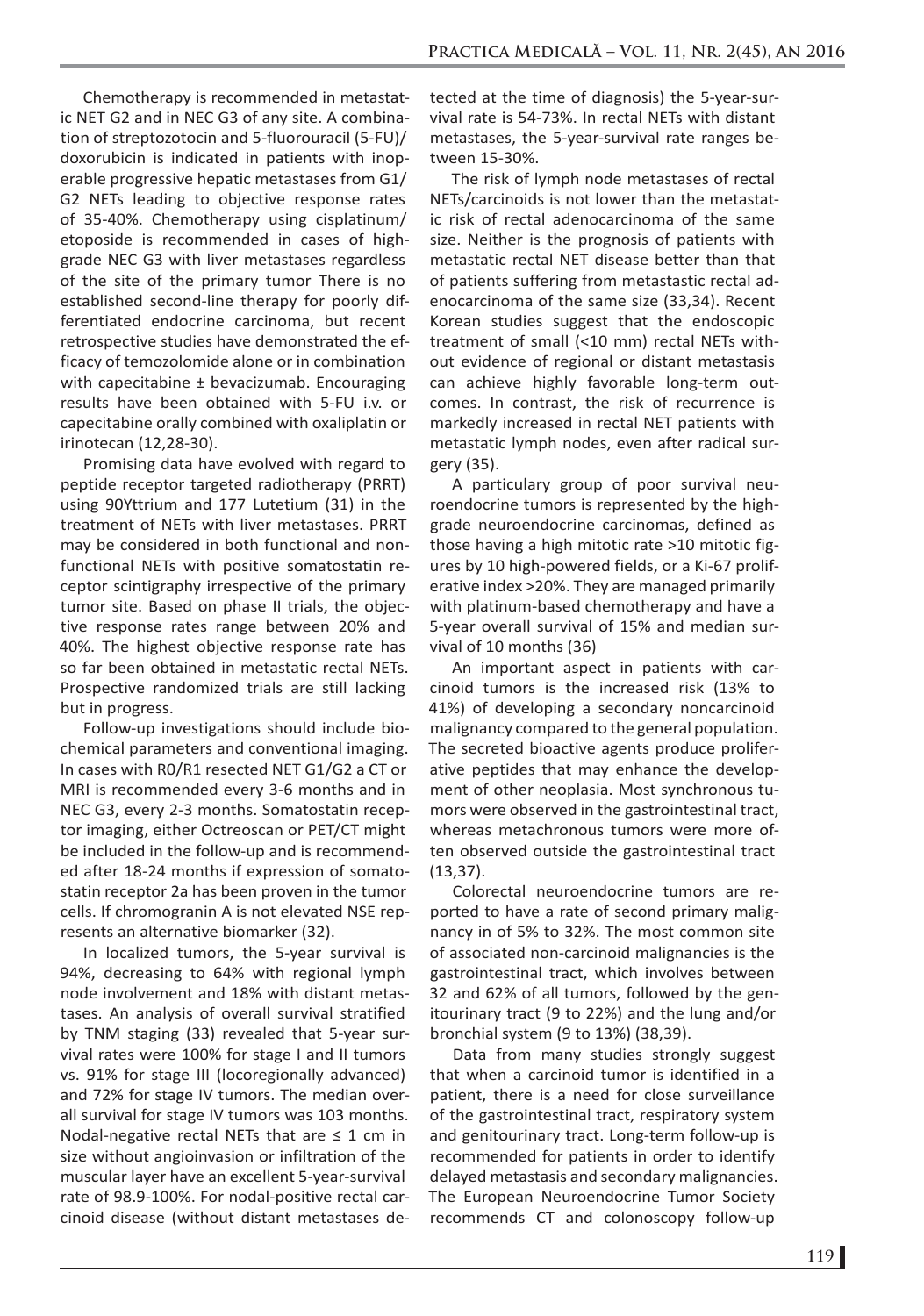Chemotherapy is recommended in metastatic NET G2 and in NEC G3 of any site. A combination of streptozotocin and 5-fluorouracil (5-FU)/doxorubicin is indicated in patients with inoperable progressive hepatic metastases from G1/G2 NETs leading to objective response rates of 35-40%. Chemotherapy using cisplatinum/etoposide is recommended in cases of high-grade NEC G3 with liver metastases regardless of the site of the primary tumor There is no established second-line therapy for poorly differentiated endocrine carcinoma, but recent retrospective studies have demonstrated the efficacy of temozolomide alone or in combination with capecitabine ± bevacizumab. Encouraging results have been obtained with 5-FU i.v. or capecitabine orally combined with oxaliplatin or irinotecan (12,28-30).

Promising data have evolved with regard to peptide receptor targeted radiotherapy (PRRT) using 90Yttrium and 177 Lutetium (31) in the treatment of NETs with liver metastases. PRRT may be considered in both functional and nonfunctional NETs with positive somatostatin receptor scintigraphy irrespective of the primary tumor site. Based on phase II trials, the objective response rates range between 20% and 40%. The highest objective response rate has so far been obtained in metastatic rectal NETs. Prospective randomized trials are still lacking but in progress.

Follow-up investigations should include biochemical parameters and conventional imaging. In cases with R0/R1 resected NET G1/G2 a CT or MRI is recommended every 3-6 months and in NEC G3, every 2-3 months. Somatostatin receptor imaging, either Octreoscan or PET/CT might be included in the follow-up and is recommended after 18-24 months if expression of somatostatin receptor 2a has been proven in the tumor cells. If chromogranin A is not elevated NSE represents an alternative biomarker (32).

In localized tumors, the 5-year survival is 94%, decreasing to 64% with regional lymph node involvement and 18% with distant metastases. An analysis of overall survival stratified by TNM staging (33) revealed that 5-year survival rates were 100% for stage I and II tumors vs. 91% for stage III (locoregionally advanced) and 72% for stage IV tumors. The median overall survival for stage IV tumors was 103 months. Nodal-negative rectal NETs that are ≤ 1 cm in size without angioinvasion or infiltration of the muscular layer have an excellent 5-year-survival rate of 98.9-100%. For nodal-positive rectal carcinoid disease (without distant metastases detected at the time of diagnosis) the 5-year-survival rate is 54-73%. In rectal NETs with distant metastases, the 5-year-survival rate ranges between 15-30%.

The risk of lymph node metastases of rectal NETs/carcinoids is not lower than the metastatic risk of rectal adenocarcinoma of the same size. Neither is the prognosis of patients with metastatic rectal NET disease better than that of patients suffering from metastastic rectal adenocarcinoma of the same size (33,34). Recent Korean studies suggest that the endoscopic treatment of small (<10 mm) rectal NETs without evidence of regional or distant metastasis can achieve highly favorable long-term outcomes. In contrast, the risk of recurrence is markedly increased in rectal NET patients with metastatic lymph nodes, even after radical surgery (35).

A particulary group of poor survival neuroendocrine tumors is represented by the high-grade neuroendocrine carcinomas, defined as those having a high mitotic rate >10 mitotic figures by 10 high-powered fields, or a Ki-67 proliferative index >20%. They are managed primarily with platinum-based chemotherapy and have a 5-year overall survival of 15% and median survival of 10 months (36)

An important aspect in patients with carcinoid tumors is the increased risk (13% to 41%) of developing a secondary noncarcinoid malignancy compared to the general population. The secreted bioactive agents produce proliferative peptides that may enhance the development of other neoplasia. Most synchronous tumors were observed in the gastrointestinal tract, whereas metachronous tumors were more often observed outside the gastrointestinal tract (13,37).

Colorectal neuroendocrine tumors are reported to have a rate of second primary malignancy in of 5% to 32%. The most common site of associated non-carcinoid malignancies is the gastrointestinal tract, which involves between 32 and 62% of all tumors, followed by the genitourinary tract (9 to 22%) and the lung and/or bronchial system (9 to 13%) (38,39).

Data from many studies strongly suggest that when a carcinoid tumor is identified in a patient, there is a need for close surveillance of the gastrointestinal tract, respiratory system and genitourinary tract. Long-term follow-up is recommended for patients in order to identify delayed metastasis and secondary malignancies. The European Neuroendocrine Tumor Society recommends CT and colonoscopy follow-up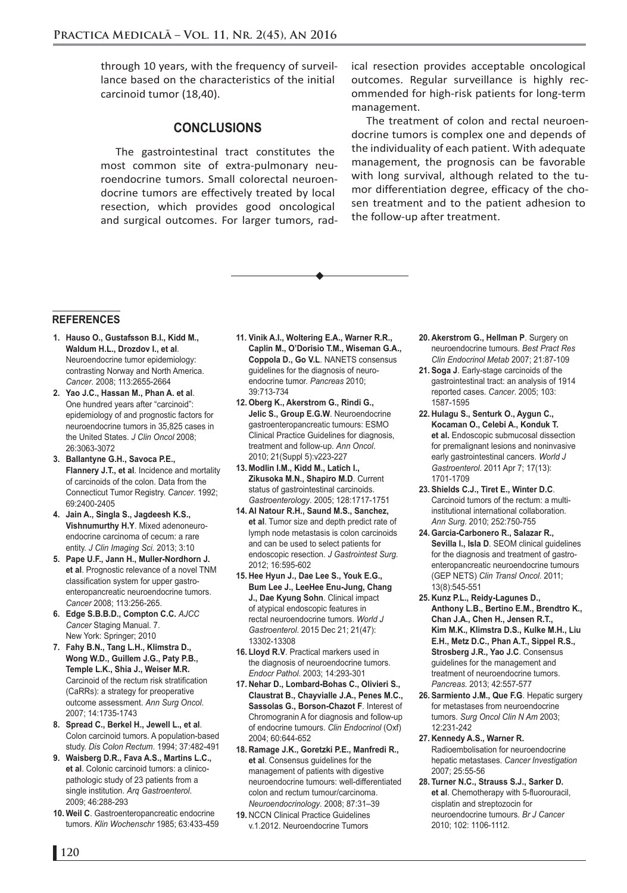through 10 years, with the frequency of surveillance based on the characteristics of the initial carcinoid tumor (18,40).

## CONCLUSIONS

The gastrointestinal tract constitutes the most common site of extra-pulmonary neuroendocrine tumors. Small colorectal neuroendocrine tumors are effectively treated by local resection, which provides good oncological and surgical outcomes. For larger tumors, radical resection provides acceptable oncological outcomes. Regular surveillance is highly recommended for high-risk patients for long-term management.

The treatment of colon and rectal neuroendocrine tumors is complex one and depends of the individuality of each patient. With adequate management, the prognosis can be favorable with long survival, although related to the tumor differentiation degree, efficacy of the chosen treatment and to the patient adhesion to the follow-up after treatment.

## REFERENCES

1. **Hauso O., Gustafsson B.I., Kidd M., Waldum H.L., Drozdov I., et al**. Neuroendocrine tumor epidemiology: contrasting Norway and North America. *Cancer*. 2008; 113:2655-2664
2. **Yao J.C., Hassan M., Phan A. et al**. One hundred years after "carcinoid": epidemiology of and prognostic factors for neuroendocrine tumors in 35,825 cases in the United States. *J Clin Oncol* 2008; 26:3063-3072
3. **Ballantyne G.H., Savoca P.E., Flannery J.T., et al**. Incidence and mortality of carcinoids of the colon. Data from the Connecticut Tumor Registry. *Cancer*. 1992; 69:2400-2405
4. **Jain A., Singla S., Jagdeesh K.S., Vishnumurthy H.Y**. Mixed adenoneuroendocrine carcinoma of cecum: a rare entity. *J Clin Imaging Sci*. 2013; 3:10
5. **Pape U.F., Jann H., Muller-Nordhorn J. et al**. Prognostic relevance of a novel TNM classification system for upper gastroenteropancreatic neuroendocrine tumors. *Cancer* 2008; 113:256-265.
6. **Edge S.B.B.D., Compton C.C.** *AJCC Cancer* Staging Manual. 7. New York: Springer; 2010
7. **Fahy B.N., Tang L.H., Klimstra D., Wong W.D., Guillem J.G., Paty P.B., Temple L.K., Shia J., Weiser M.R.** Carcinoid of the rectum risk stratification (CaRRs): a strategy for preoperative outcome assessment. *Ann Surg Oncol*. 2007; 14:1735-1743
8. **Spread C., Berkel H., Jewell L., et al**. Colon carcinoid tumors. A population-based study. *Dis Colon Rectum*. 1994; 37:482-491
9. **Waisberg D.R., Fava A.S., Martins L.C., et al**. Colonic carcinoid tumors: a clinicopathologic study of 23 patients from a single institution. *Arq Gastroenterol*. 2009; 46:288-293
10. **Weil C**. Gastroenteropancreatic endocrine tumors. *Klin Wochenschr* 1985; 63:433-459
11. **Vinik A.I., Woltering E.A., Warner R.R., Caplin M., O'Dorisio T.M., Wiseman G.A., Coppola D., Go V.L**. NANETS consensus guidelines for the diagnosis of neuroendocrine tumor. *Pancreas* 2010; 39:713-734
12. **Oberg K., Akerstrom G., Rindi G., Jelic S., Group E.G.W**. Neuroendocrine gastroenteropancreatic tumours: ESMO Clinical Practice Guidelines for diagnosis, treatment and follow-up. *Ann Oncol*. 2010; 21(Suppl 5):v223-227
13. **Modlin I.M., Kidd M., Latich I., Zikusoka M.N., Shapiro M.D**. Current status of gastrointestinal carcinoids. *Gastroenterology*. 2005; 128:1717-1751
14. **Al Natour R.H., Saund M.S., Sanchez, et al**. Tumor size and depth predict rate of lymph node metastasis is colon carcinoids and can be used to select patients for endoscopic resection. *J Gastrointest Surg*. 2012; 16:595-602
15. **Hee Hyun J., Dae Lee S., Youk E.G., Bum Lee J., LeeHee Enu-Jung, Chang J., Dae Kyung Sohn**. Clinical impact of atypical endoscopic features in rectal neuroendocrine tumors. *World J Gastroenterol*. 2015 Dec 21; 21(47): 13302-13308
16. **Lloyd R.V**. Practical markers used in the diagnosis of neuroendocrine tumors. *Endocr Pathol*. 2003; 14:293-301
17. **Nehar D., Lombard-Bohas C., Olivieri S., Claustrat B., Chayvialle J.A., Penes M.C., Sassolas G., Borson-Chazot F**. Interest of Chromogranin A for diagnosis and follow-up of endocrine tumours. *Clin Endocrinol* (Oxf) 2004; 60:644-652
18. **Ramage J.K., Goretzki P.E., Manfredi R., et al**. Consensus guidelines for the management of patients with digestive neuroendocrine tumours: well-differentiated colon and rectum tumour/carcinoma. *Neuroendocrinology*. 2008; 87:31–39
19. NCCN Clinical Practice Guidelines v.1.2012. Neuroendocrine Tumors
20. **Akerstrom G., Hellman P**. Surgery on neuroendocrine tumours. *Best Pract Res Clin Endocrinol Metab* 2007; 21:87-109
21. **Soga J**. Early-stage carcinoids of the gastrointestinal tract: an analysis of 1914 reported cases. *Cancer*. 2005; 103: 1587-1595
22. **Hulagu S., Senturk O., Aygun C., Kocaman O., Celebi A., Konduk T. et al.** Endoscopic submucosal dissection for premalignant lesions and noninvasive early gastrointestinal cancers. *World J Gastroenterol*. 2011 Apr 7; 17(13): 1701-1709
23. **Shields C.J., Tiret E., Winter D.C**. Carcinoid tumors of the rectum: a multi-institutional international collaboration. *Ann Surg*. 2010; 252:750-755
24. **Garcia-Carbonero R., Salazar R., Sevilla I., Isla D**. SEOM clinical guidelines for the diagnosis and treatment of gastroenteropancreatic neuroendocrine tumours (GEP NETS) *Clin Transl Oncol*. 2011; 13(8):545-551
25. **Kunz P.L., Reidy-Lagunes D., Anthony L.B., Bertino E.M., Brendtro K., Chan J.A., Chen H., Jensen R.T., Kim M.K., Klimstra D.S., Kulke M.H., Liu E.H., Metz D.C., Phan A.T., Sippel R.S., Strosberg J.R., Yao J.C**. Consensus guidelines for the management and treatment of neuroendocrine tumors. *Pancreas*. 2013; 42:557-577
26. **Sarmiento J.M., Que F.G**. Hepatic surgery for metastases from neuroendocrine tumors. *Surg Oncol Clin N Am* 2003; 12:231-242
27. **Kennedy A.S., Warner R.** Radioembolisation for neuroendocrine hepatic metastases. *Cancer Investigation* 2007; 25:55-56
28. **Turner N.C., Strauss S.J., Sarker D. et al**. Chemotherapy with 5-fluorouracil, cisplatin and streptozocin for neuroendocrine tumours. *Br J Cancer* 2010; 102: 1106-1112.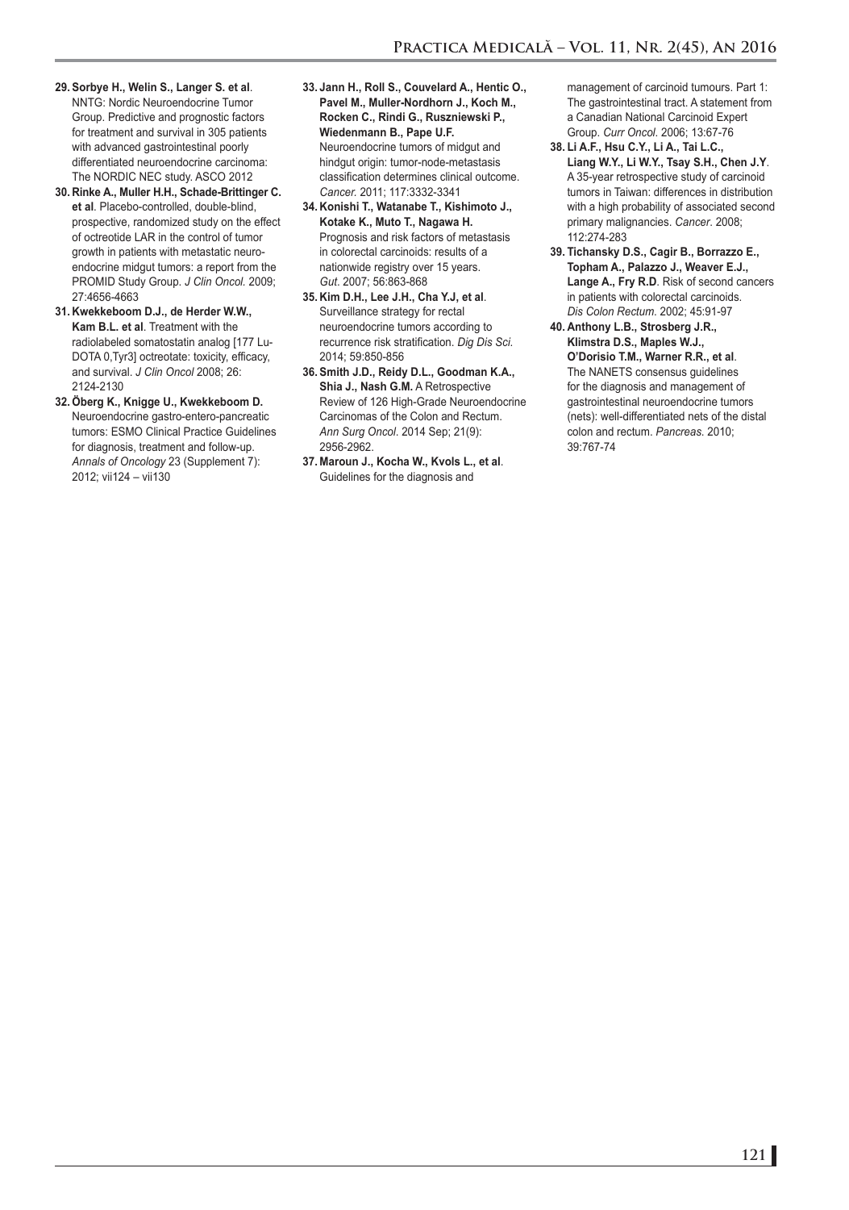29. **Sorbye H., Welin S., Langer S. et al**. NNTG: Nordic Neuroendocrine Tumor Group. Predictive and prognostic factors for treatment and survival in 305 patients with advanced gastrointestinal poorly differentiated neuroendocrine carcinoma: The NORDIC NEC study. ASCO 2012
30. **Rinke A., Muller H.H., Schade-Brittinger C. et al**. Placebo-controlled, double-blind, prospective, randomized study on the effect of octreotide LAR in the control of tumor growth in patients with metastatic neuroendocrine midgut tumors: a report from the PROMID Study Group. *J Clin Oncol.* 2009; 27:4656-4663
31. **Kwekkeboom D.J., de Herder W.W., Kam B.L. et al**. Treatment with the radiolabeled somatostatin analog [177 Lu-DOTA 0,Tyr3] octreotate: toxicity, efficacy, and survival. *J Clin Oncol* 2008; 26: 2124-2130
32. **Öberg K., Knigge U., Kwekkeboom D.** Neuroendocrine gastro-entero-pancreatic tumors: ESMO Clinical Practice Guidelines for diagnosis, treatment and follow-up. *Annals of Oncology* 23 (Supplement 7): 2012; vii124 – vii130
33. **Jann H., Roll S., Couvelard A., Hentic O., Pavel M., Muller-Nordhorn J., Koch M., Rocken C., Rindi G., Ruszniewski P., Wiedenmann B., Pape U.F.** Neuroendocrine tumors of midgut and hindgut origin: tumor-node-metastasis classification determines clinical outcome. *Cancer.* 2011; 117:3332-3341
34. **Konishi T., Watanabe T., Kishimoto J., Kotake K., Muto T., Nagawa H.** Prognosis and risk factors of metastasis in colorectal carcinoids: results of a nationwide registry over 15 years. *Gut*. 2007; 56:863-868
35. **Kim D.H., Lee J.H., Cha Y.J, et al**. Surveillance strategy for rectal neuroendocrine tumors according to recurrence risk stratification. *Dig Dis Sci.* 2014; 59:850-856
36. **Smith J.D., Reidy D.L., Goodman K.A., Shia J., Nash G.M.** A Retrospective Review of 126 High-Grade Neuroendocrine Carcinomas of the Colon and Rectum. *Ann Surg Oncol*. 2014 Sep; 21(9): 2956-2962.
37. **Maroun J., Kocha W., Kvols L., et al**. Guidelines for the diagnosis and management of carcinoid tumours. Part 1: The gastrointestinal tract. A statement from a Canadian National Carcinoid Expert Group. *Curr Oncol*. 2006; 13:67-76
38. **Li A.F., Hsu C.Y., Li A., Tai L.C., Liang W.Y., Li W.Y., Tsay S.H., Chen J.Y**. A 35-year retrospective study of carcinoid tumors in Taiwan: differences in distribution with a high probability of associated second primary malignancies. *Cancer*. 2008; 112:274-283
39. **Tichansky D.S., Cagir B., Borrazzo E., Topham A., Palazzo J., Weaver E.J., Lange A., Fry R.D**. Risk of second cancers in patients with colorectal carcinoids. *Dis Colon Rectum*. 2002; 45:91-97
40. **Anthony L.B., Strosberg J.R., Klimstra D.S., Maples W.J., O'Dorisio T.M., Warner R.R., et al**. The NANETS consensus guidelines for the diagnosis and management of gastrointestinal neuroendocrine tumors (nets): well-differentiated nets of the distal colon and rectum. *Pancreas*. 2010; 39:767-74